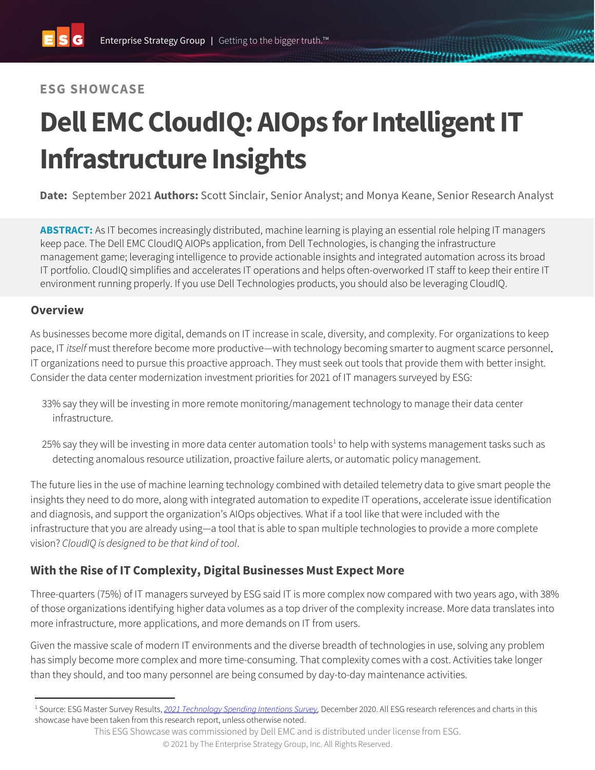**ESG SHOWCASE**

# Dell EMC CloudIQ: AIOps for Intelligent IT Infrastructure Insights

**Date:** September 2021 **Authors:** Scott Sinclair, Senior Analyst; and Monya Keane, Senior Research Analyst

**ABSTRACT:** As IT becomes increasingly distributed, machine learning is playing an essential role helping IT managers keep pace. The Dell EMC CloudIQ AIOPs application, from Dell Technologies, is changing the infrastructure management game; leveraging intelligence to provide actionable insights and integrated automation across its broad IT portfolio. CloudIQ simplifies and accelerates IT operations and helps often-overworked IT staff to keep their entire IT environment running properly. If you use Dell Technologies products, you should also be leveraging CloudIQ.

## Overview

As businesses become more digital, demands on IT increase in scale, diversity, and complexity. For organizations to keep pace, IT *itself* must therefore become more productive—with technology becoming smarter to augment scarce personnel. IT organizations need to pursue this proactive approach. They must seek out tools that provide them with better insight. Consider the data center modernization investment priorities for 2021 of IT managers surveyed by ESG:

- 33% say they will be investing in more remote monitoring/management technology to manage their data center infrastructure.
- 25% say they will be investing in more data center automation tools[1] to help with systems management tasks such as detecting anomalous resource utilization, proactive failure alerts, or automatic policy management.

The future lies in the use of machine learning technology combined with detailed telemetry data to give smart people the insights they need to do more, along with integrated automation to expedite IT operations, accelerate issue identification and diagnosis, and support the organization's AIOps objectives. What if a tool like that were included with the infrastructure that you are already using—a tool that is able to span multiple technologies to provide a more complete vision? *CloudIQ is designed to be that kind of tool*.

## With the Rise of IT Complexity, Digital Businesses Must Expect More

Three-quarters (75%) of IT managers surveyed by ESG said IT is more complex now compared with two years ago, with 38% of those organizations identifying higher data volumes as a top driver of the complexity increase. More data translates into more infrastructure, more applications, and more demands on IT from users.

Given the massive scale of modern IT environments and the diverse breadth of technologies in use, solving any problem has simply become more complex and more time-consuming. That complexity comes with a cost. Activities take longer than they should, and too many personnel are being consumed by day-to-day maintenance activities.

[1] Source: ESG Master Survey Results, *2021 Technology Spending Intentions Survey*, December 2020. All ESG research references and charts in this showcase have been taken from this research report, unless otherwise noted.

This ESG Showcase was commissioned by Dell EMC and is distributed under license from ESG.

© 2021 by The Enterprise Strategy Group, Inc. All Rights Reserved.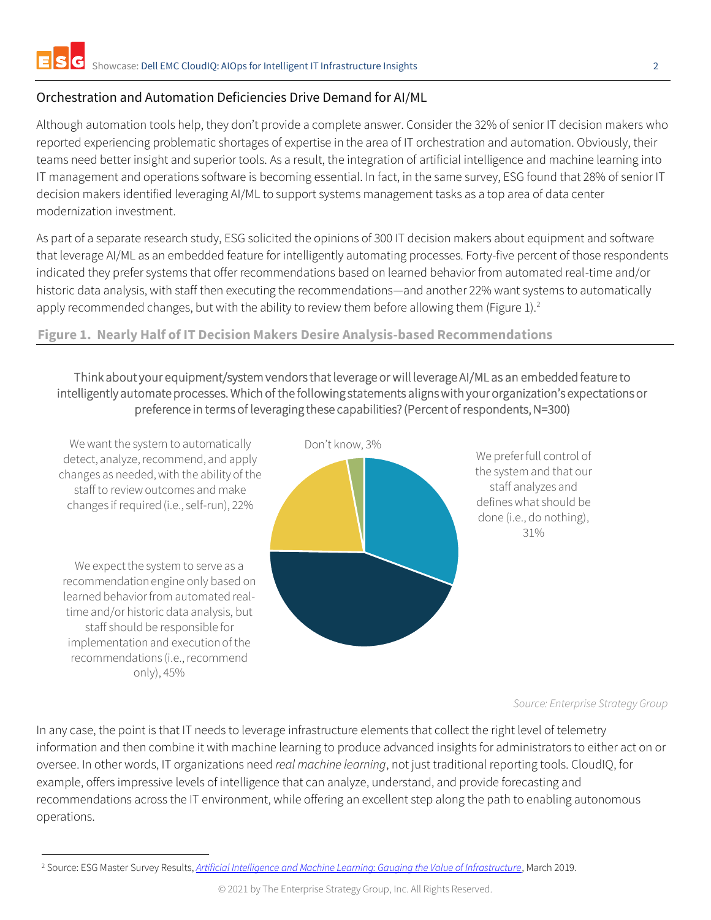## Orchestration and Automation Deficiencies Drive Demand for AI/ML

Although automation tools help, they don't provide a complete answer. Consider the 32% of senior IT decision makers who reported experiencing problematic shortages of expertise in the area of IT orchestration and automation. Obviously, their teams need better insight and superior tools. As a result, the integration of artificial intelligence and machine learning into IT management and operations software is becoming essential. In fact, in the same survey, ESG found that 28% of senior IT decision makers identified leveraging AI/ML to support systems management tasks as a top area of data center modernization investment.

As part of a separate research study, ESG solicited the opinions of 300 IT decision makers about equipment and software that leverage AI/ML as an embedded feature for intelligently automating processes. Forty-five percent of those respondents indicated they prefer systems that offer recommendations based on learned behavior from automated real-time and/or historic data analysis, with staff then executing the recommendations—and another 22% want systems to automatically apply recommended changes, but with the ability to review them before allowing them (Figure 1).[2]

**Figure 1. Nearly Half of IT Decision Makers Desire Analysis-based Recommendations**

Think about your equipment/system vendors that leverage or will leverage AI/ML as an embedded feature to intelligently automate processes. Which of the following statements aligns with your organization's expectations or preference in terms of leveraging these capabilities? (Percent of respondents, N=300)

- We prefer full control of the system and that our staff analyzes and defines what should be done (i.e., do nothing), 31%
- We expect the system to serve as a recommendation engine only based on learned behavior from automated real-time and/or historic data analysis, but staff should be responsible for implementation and execution of the recommendations (i.e., recommend only), 45%
- We want the system to automatically detect, analyze, recommend, and apply changes as needed, with the ability of the staff to review outcomes and make changes if required (i.e., self-run), 22%
- Don't know, 3%

*Source: Enterprise Strategy Group*

In any case, the point is that IT needs to leverage infrastructure elements that collect the right level of telemetry information and then combine it with machine learning to produce advanced insights for administrators to either act on or oversee. In other words, IT organizations need *real machine learning*, not just traditional reporting tools. CloudIQ, for example, offers impressive levels of intelligence that can analyze, understand, and provide forecasting and recommendations across the IT environment, while offering an excellent step along the path to enabling autonomous operations.

[2] Source: ESG Master Survey Results, *Artificial Intelligence and Machine Learning: Gauging the Value of Infrastructure*, March 2019.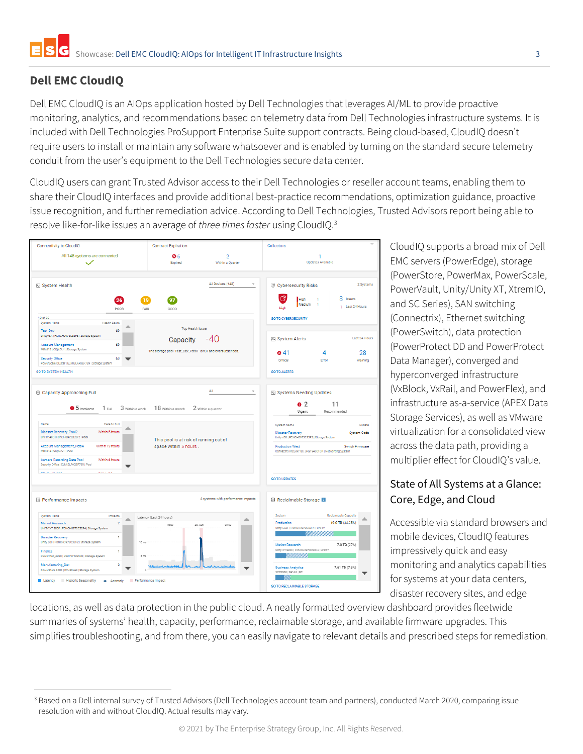## Dell EMC CloudIQ

Dell EMC CloudIQ is an AIOps application hosted by Dell Technologies that leverages AI/ML to provide proactive monitoring, analytics, and recommendations based on telemetry data from Dell Technologies infrastructure systems. It is included with Dell Technologies ProSupport Enterprise Suite support contracts. Being cloud-based, CloudIQ doesn't require users to install or maintain any software whatsoever and is enabled by turning on the standard secure telemetry conduit from the user's equipment to the Dell Technologies secure data center.

CloudIQ users can grant Trusted Advisor access to their Dell Technologies or reseller account teams, enabling them to share their CloudIQ interfaces and provide additional best-practice recommendations, optimization guidance, proactive issue recognition, and further remediation advice. According to Dell Technologies, Trusted Advisors report being able to resolve like-for-like issues an average of *three times faster* using CloudIQ.[3]

CloudIQ supports a broad mix of Dell EMC servers (PowerEdge), storage (PowerStore, PowerMax, PowerScale, PowerVault, Unity/Unity XT, XtremIO, and SC Series), SAN switching (Connectrix), Ethernet switching (PowerSwitch), data protection (PowerProtect DD and PowerProtect Data Manager), converged and hyperconverged infrastructure (VxBlock, VxRail, and PowerFlex), and infrastructure as-a-service (APEX Data Storage Services), as well as VMware virtualization for a consolidated view across the data path, providing a multiplier effect for CloudIQ's value.

### State of All Systems at a Glance: Core, Edge, and Cloud

Accessible via standard browsers and mobile devices, CloudIQ features impressively quick and easy monitoring and analytics capabilities for systems at your data centers, disaster recovery sites, and edge locations, as well as data protection in the public cloud. A neatly formatted overview dashboard provides fleetwide summaries of systems' health, capacity, performance, reclaimable storage, and available firmware upgrades. This simplifies troubleshooting, and from there, you can easily navigate to relevant details and prescribed steps for remediation.

---

[3] Based on a Dell internal survey of Trusted Advisors (Dell Technologies account team and partners), conducted March 2020, comparing issue resolution with and without CloudIQ. Actual results may vary.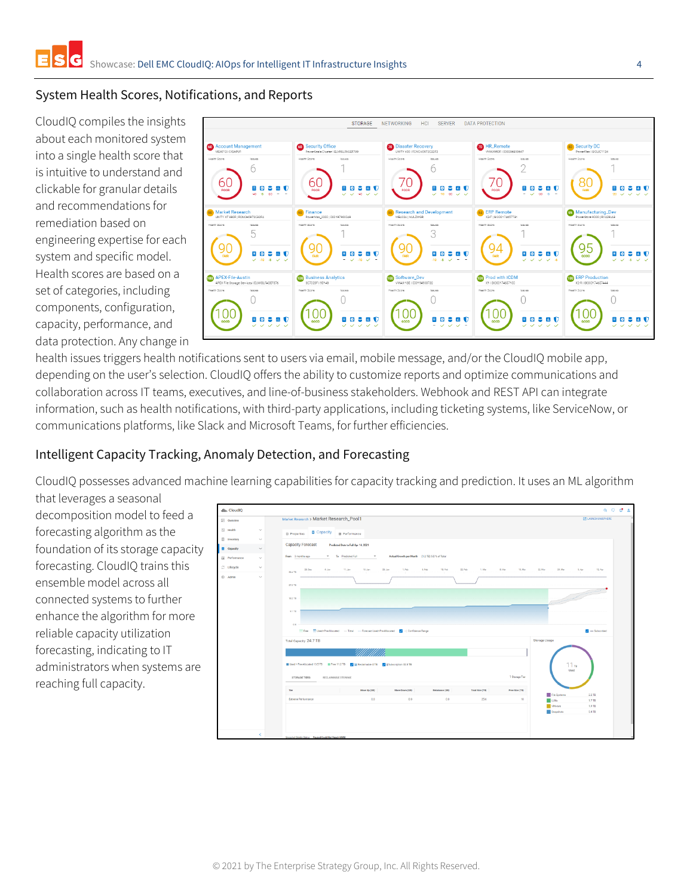## System Health Scores, Notifications, and Reports

CloudIQ compiles the insights about each monitored system into a single health score that is intuitive to understand and clickable for granular details and recommendations for remediation based on engineering expertise for each system and specific model. Health scores are based on a set of categories, including components, configuration, capacity, performance, and data protection. Any change in health issues triggers health notifications sent to users via email, mobile message, and/or the CloudIQ mobile app, depending on the user's selection. CloudIQ offers the ability to customize reports and optimize communications and collaboration across IT teams, executives, and line-of-business stakeholders. Webhook and REST API can integrate information, such as health notifications, with third-party applications, including ticketing systems, like ServiceNow, or communications platforms, like Slack and Microsoft Teams, for further efficiencies.

## Intelligent Capacity Tracking, Anomaly Detection, and Forecasting

CloudIQ possesses advanced machine learning capabilities for capacity tracking and prediction. It uses an ML algorithm that leverages a seasonal decomposition model to feed a forecasting algorithm as the foundation of its storage capacity forecasting. CloudIQ trains this ensemble model across all connected systems to further enhance the algorithm for more reliable capacity utilization forecasting, indicating to IT administrators when systems are reaching full capacity.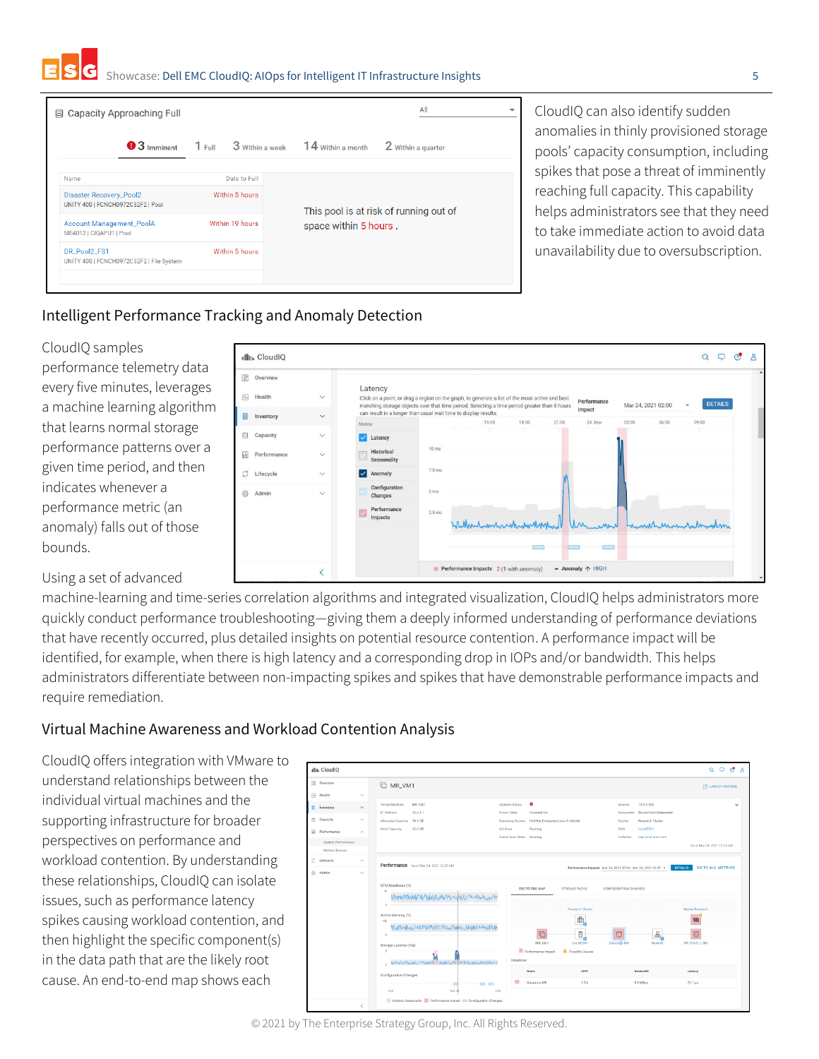CloudIQ can also identify sudden anomalies in thinly provisioned storage pools' capacity consumption, including spikes that pose a threat of imminently reaching full capacity. This capability helps administrators see that they need to take immediate action to avoid data unavailability due to oversubscription.

## Intelligent Performance Tracking and Anomaly Detection

CloudIQ samples performance telemetry data every five minutes, leverages a machine learning algorithm that learns normal storage performance patterns over a given time period, and then indicates whenever a performance metric (an anomaly) falls out of those bounds.

Using a set of advanced machine-learning and time-series correlation algorithms and integrated visualization, CloudIQ helps administrators more quickly conduct performance troubleshooting—giving them a deeply informed understanding of performance deviations that have recently occurred, plus detailed insights on potential resource contention. A performance impact will be identified, for example, when there is high latency and a corresponding drop in IOPs and/or bandwidth. This helps administrators differentiate between non-impacting spikes and spikes that have demonstrable performance impacts and require remediation.

## Virtual Machine Awareness and Workload Contention Analysis

CloudIQ offers integration with VMware to understand relationships between the individual virtual machines and the supporting infrastructure for broader perspectives on performance and workload contention. By understanding these relationships, CloudIQ can isolate issues, such as performance latency spikes causing workload contention, and then highlight the specific component(s) in the data path that are the likely root cause. An end-to-end map shows each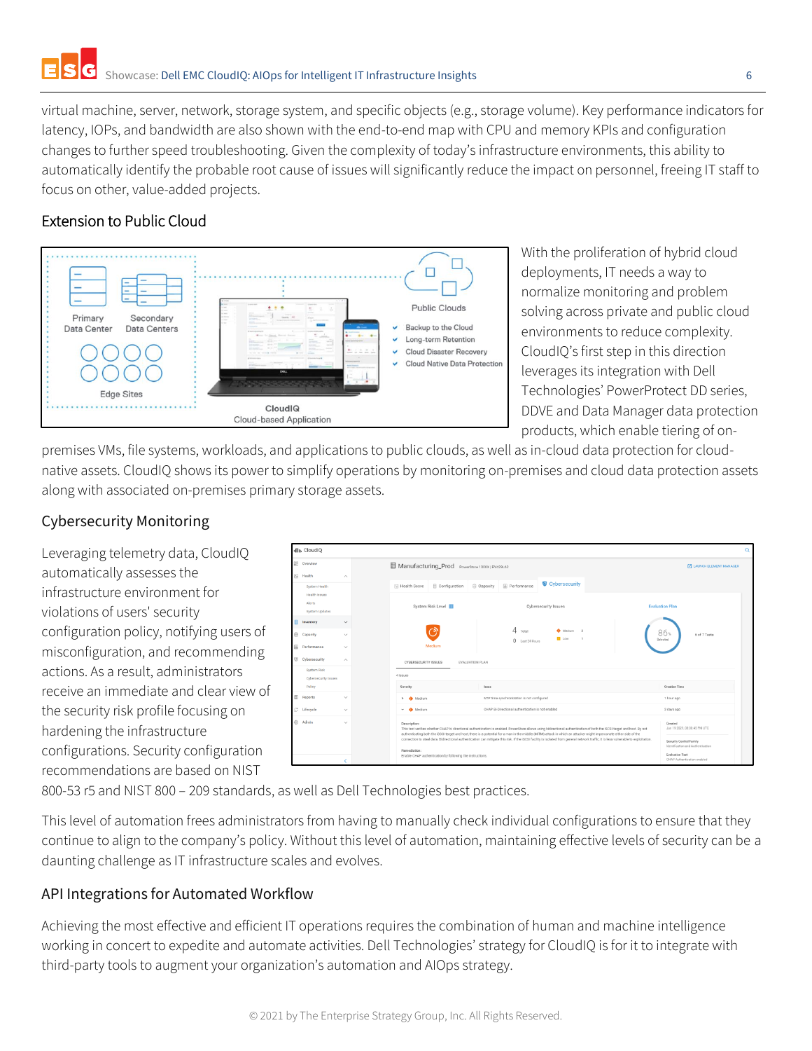virtual machine, server, network, storage system, and specific objects (e.g., storage volume). Key performance indicators for latency, IOPs, and bandwidth are also shown with the end-to-end map with CPU and memory KPIs and configuration changes to further speed troubleshooting. Given the complexity of today's infrastructure environments, this ability to automatically identify the probable root cause of issues will significantly reduce the impact on personnel, freeing IT staff to focus on other, value-added projects.

### Extension to Public Cloud

With the proliferation of hybrid cloud deployments, IT needs a way to normalize monitoring and problem solving across private and public cloud environments to reduce complexity. CloudIQ's first step in this direction leverages its integration with Dell Technologies' PowerProtect DD series, DDVE and Data Manager data protection products, which enable tiering of on-premises VMs, file systems, workloads, and applications to public clouds, as well as in-cloud data protection for cloud-native assets. CloudIQ shows its power to simplify operations by monitoring on-premises and cloud data protection assets along with associated on-premises primary storage assets.

### Cybersecurity Monitoring

Leveraging telemetry data, CloudIQ automatically assesses the infrastructure environment for violations of users' security configuration policy, notifying users of misconfiguration, and recommending actions. As a result, administrators receive an immediate and clear view of the security risk profile focusing on hardening the infrastructure configurations. Security configuration recommendations are based on NIST 800-53 r5 and NIST 800 – 209 standards, as well as Dell Technologies best practices.

This level of automation frees administrators from having to manually check individual configurations to ensure that they continue to align to the company's policy. Without this level of automation, maintaining effective levels of security can be a daunting challenge as IT infrastructure scales and evolves.

### API Integrations for Automated Workflow

Achieving the most effective and efficient IT operations requires the combination of human and machine intelligence working in concert to expedite and automate activities. Dell Technologies' strategy for CloudIQ is for it to integrate with third-party tools to augment your organization's automation and AIOps strategy.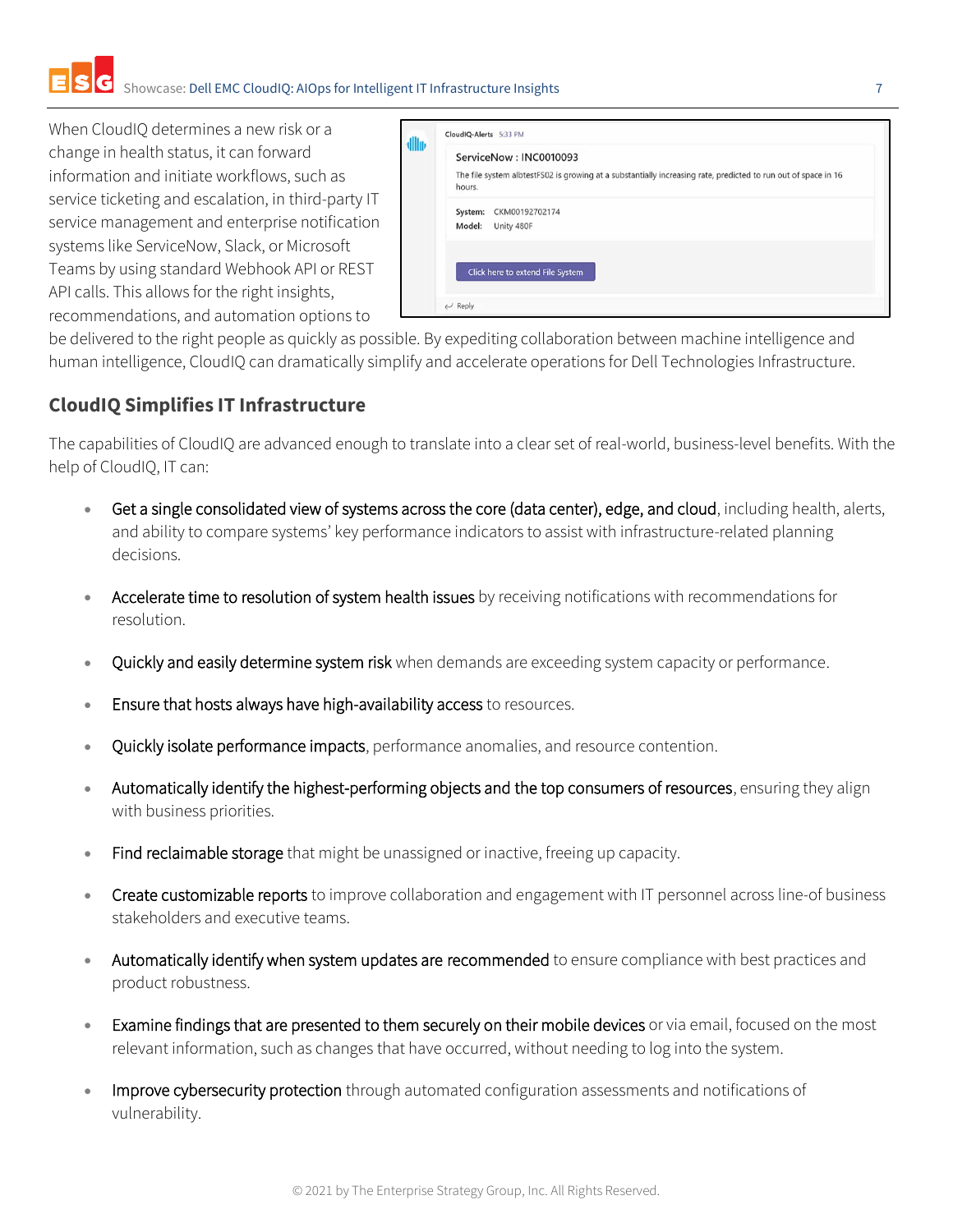When CloudIQ determines a new risk or a change in health status, it can forward information and initiate workflows, such as service ticketing and escalation, in third-party IT service management and enterprise notification systems like ServiceNow, Slack, or Microsoft Teams by using standard Webhook API or REST API calls. This allows for the right insights, recommendations, and automation options to be delivered to the right people as quickly as possible. By expediting collaboration between machine intelligence and human intelligence, CloudIQ can dramatically simplify and accelerate operations for Dell Technologies Infrastructure.

CloudIQ-Alerts 5:33 PM

ServiceNow : INC0010093

The file system albtestFS02 is growing at a substantially increasing rate, predicted to run out of space in 16 hours.

System: CKM00192702174
Model: Unity 480F

Click here to extend File System

Reply

## CloudIQ Simplifies IT Infrastructure

The capabilities of CloudIQ are advanced enough to translate into a clear set of real-world, business-level benefits. With the help of CloudIQ, IT can:

- Get a single consolidated view of systems across the core (data center), edge, and cloud, including health, alerts, and ability to compare systems' key performance indicators to assist with infrastructure-related planning decisions.
- Accelerate time to resolution of system health issues by receiving notifications with recommendations for resolution.
- Quickly and easily determine system risk when demands are exceeding system capacity or performance.
- Ensure that hosts always have high-availability access to resources.
- Quickly isolate performance impacts, performance anomalies, and resource contention.
- Automatically identify the highest-performing objects and the top consumers of resources, ensuring they align with business priorities.
- Find reclaimable storage that might be unassigned or inactive, freeing up capacity.
- Create customizable reports to improve collaboration and engagement with IT personnel across line-of business stakeholders and executive teams.
- Automatically identify when system updates are recommended to ensure compliance with best practices and product robustness.
- Examine findings that are presented to them securely on their mobile devices or via email, focused on the most relevant information, such as changes that have occurred, without needing to log into the system.
- Improve cybersecurity protection through automated configuration assessments and notifications of vulnerability.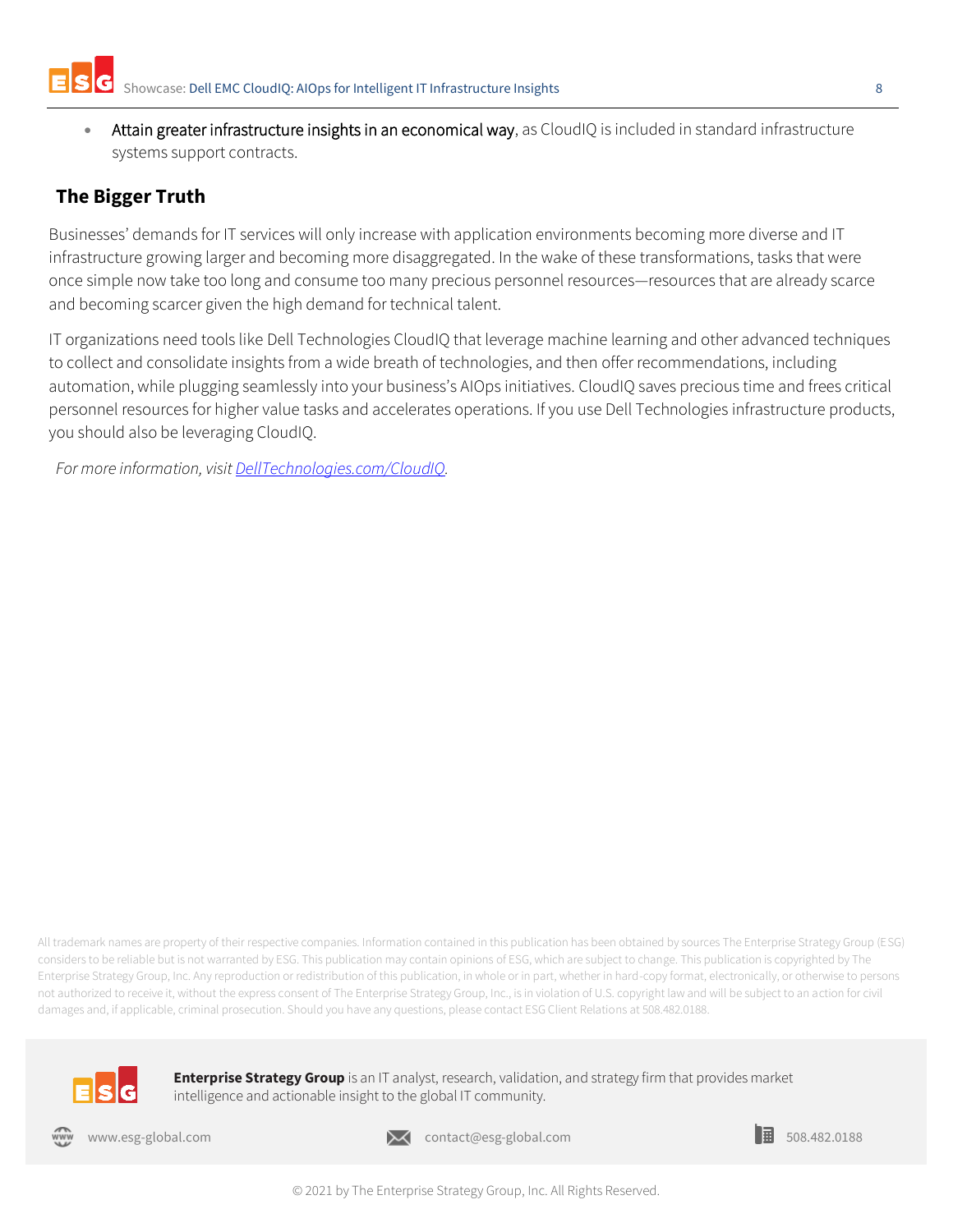- **Attain greater infrastructure insights in an economical way**, as CloudIQ is included in standard infrastructure systems support contracts.

## The Bigger Truth

Businesses' demands for IT services will only increase with application environments becoming more diverse and IT infrastructure growing larger and becoming more disaggregated. In the wake of these transformations, tasks that were once simple now take too long and consume too many precious personnel resources—resources that are already scarce and becoming scarcer given the high demand for technical talent.

IT organizations need tools like Dell Technologies CloudIQ that leverage machine learning and other advanced techniques to collect and consolidate insights from a wide breath of technologies, and then offer recommendations, including automation, while plugging seamlessly into your business's AIOps initiatives. CloudIQ saves precious time and frees critical personnel resources for higher value tasks and accelerates operations. If you use Dell Technologies infrastructure products, you should also be leveraging CloudIQ.

*For more information, visit [DellTechnologies.com/CloudIQ](DellTechnologies.com/CloudIQ).*

All trademark names are property of their respective companies. Information contained in this publication has been obtained by sources The Enterprise Strategy Group (ESG) considers to be reliable but is not warranted by ESG. This publication may contain opinions of ESG, which are subject to change. This publication is copyrighted by The Enterprise Strategy Group, Inc. Any reproduction or redistribution of this publication, in whole or in part, whether in hard-copy format, electronically, or otherwise to persons not authorized to receive it, without the express consent of The Enterprise Strategy Group, Inc., is in violation of U.S. copyright law and will be subject to an action for civil damages and, if applicable, criminal prosecution. Should you have any questions, please contact ESG Client Relations at 508.482.0188.

**Enterprise Strategy Group** is an IT analyst, research, validation, and strategy firm that provides market intelligence and actionable insight to the global IT community.

www.esg-global.com

contact@esg-global.com

508.482.0188

© 2021 by The Enterprise Strategy Group, Inc. All Rights Reserved.